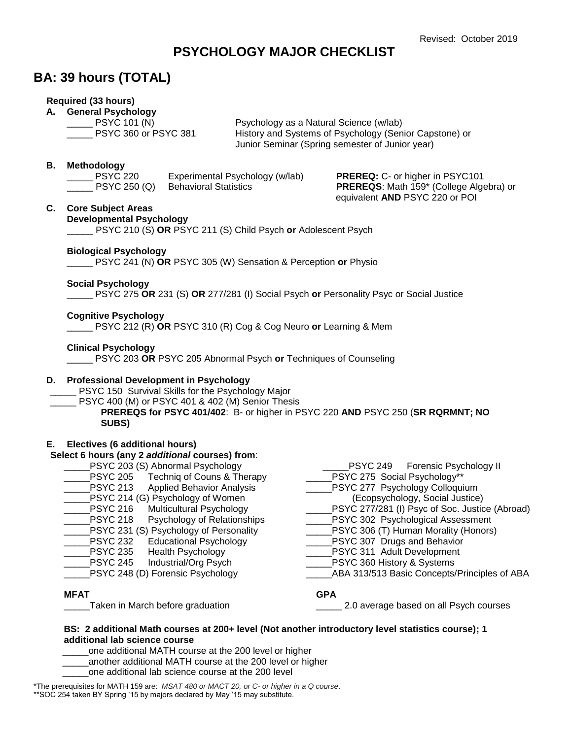Revised: October 2019

# PSYCHOLOGY MAJOR CHECKLIST

## BA: 39 hours (TOTAL)

**Required (33 hours)**

**A. General Psychology**

_____ PSYC 101 (N) — Psychology as a Natural Science (w/lab)

_____ PSYC 360 or PSYC 381 — History and Systems of Psychology (Senior Capstone) or Junior Seminar (Spring semester of Junior year)

**B. Methodology**

_____ PSYC 220 — Experimental Psychology (w/lab) — **PREREQ:** C- or higher in PSYC101

_____ PSYC 250 (Q) — Behavioral Statistics — **PREREQS**: Math 159* (College Algebra) or equivalent **AND** PSYC 220 or POI

**C. Core Subject Areas**

**Developmental Psychology**

_____ PSYC 210 (S) **OR** PSYC 211 (S) Child Psych **or** Adolescent Psych

**Biological Psychology**

_____ PSYC 241 (N) **OR** PSYC 305 (W) Sensation & Perception **or** Physio

**Social Psychology**

_____ PSYC 275 **OR** 231 (S) **OR** 277/281 (I) Social Psych **or** Personality Psyc or Social Justice

**Cognitive Psychology**

_____ PSYC 212 (R) **OR** PSYC 310 (R) Cog & Cog Neuro **or** Learning & Mem

**Clinical Psychology**

_____ PSYC 203 **OR** PSYC 205 Abnormal Psych **or** Techniques of Counseling

**D. Professional Development in Psychology**

_____ PSYC 150 Survival Skills for the Psychology Major

_____ PSYC 400 (M) or PSYC 401 & 402 (M) Senior Thesis

**PREREQS for PSYC 401/402**: B- or higher in PSYC 220 **AND** PSYC 250 (**SR RQRMNT; NO SUBS)**

**E. Electives (6 additional hours)**

**Select 6 hours (any 2 *additional* courses) from**:

_____PSYC 203 (S) Abnormal Psychology

_____PSYC 205 Techniq of Couns & Therapy

_____PSYC 213 Applied Behavior Analysis

_____PSYC 214 (G) Psychology of Women

_____PSYC 216 Multicultural Psychology

_____PSYC 218 Psychology of Relationships

_____PSYC 231 (S) Psychology of Personality

_____PSYC 232 Educational Psychology

_____PSYC 235 Health Psychology

_____PSYC 245 Industrial/Org Psych

_____PSYC 248 (D) Forensic Psychology

_____PSYC 249 Forensic Psychology II

_____PSYC 275 Social Psychology**

_____PSYC 277 Psychology Colloquium (Ecopsychology, Social Justice)

_____PSYC 277/281 (I) Psyc of Soc. Justice (Abroad)

_____PSYC 302 Psychological Assessment

_____PSYC 306 (T) Human Morality (Honors)

_____PSYC 307 Drugs and Behavior

_____PSYC 311 Adult Development

_____PSYC 360 History & Systems

_____ABA 313/513 Basic Concepts/Principles of ABA

**MFAT**

_____Taken in March before graduation

**GPA**

_____ 2.0 average based on all Psych courses

**BS: 2 additional Math courses at 200+ level (Not another introductory level statistics course); 1 additional lab science course**

_____one additional MATH course at the 200 level or higher

_____another additional MATH course at the 200 level or higher

_____one additional lab science course at the 200 level

*The prerequisites for MATH 159 are: *MSAT 480 or MACT 20, or C- or higher in a Q course*.

**SOC 254 taken BY Spring '15 by majors declared by May '15 may substitute.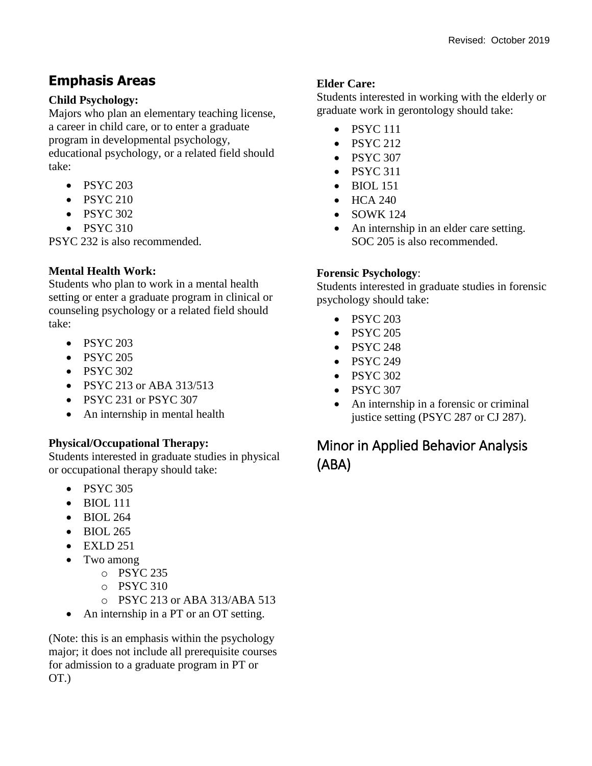## Emphasis Areas

**Child Psychology:**
Majors who plan an elementary teaching license, a career in child care, or to enter a graduate program in developmental psychology, educational psychology, or a related field should take:

- PSYC 203
- PSYC 210
- PSYC 302
- PSYC 310

PSYC 232 is also recommended.

**Mental Health Work:**
Students who plan to work in a mental health setting or enter a graduate program in clinical or counseling psychology or a related field should take:

- PSYC 203
- PSYC 205
- PSYC 302
- PSYC 213 or ABA 313/513
- PSYC 231 or PSYC 307
- An internship in mental health

**Physical/Occupational Therapy:**
Students interested in graduate studies in physical or occupational therapy should take:

- PSYC 305
- BIOL 111
- BIOL 264
- BIOL 265
- EXLD 251
- Two among
  - PSYC 235
  - PSYC 310
  - PSYC 213 or ABA 313/ABA 513
- An internship in a PT or an OT setting.

(Note: this is an emphasis within the psychology major; it does not include all prerequisite courses for admission to a graduate program in PT or OT.)

**Elder Care:**
Students interested in working with the elderly or graduate work in gerontology should take:

- PSYC 111
- PSYC 212
- PSYC 307
- PSYC 311
- BIOL 151
- HCA 240
- SOWK 124
- An internship in an elder care setting. SOC 205 is also recommended.

**Forensic Psychology**:
Students interested in graduate studies in forensic psychology should take:

- PSYC 203
- PSYC 205
- PSYC 248
- PSYC 249
- PSYC 302
- PSYC 307
- An internship in a forensic or criminal justice setting (PSYC 287 or CJ 287).

## Minor in Applied Behavior Analysis (ABA)